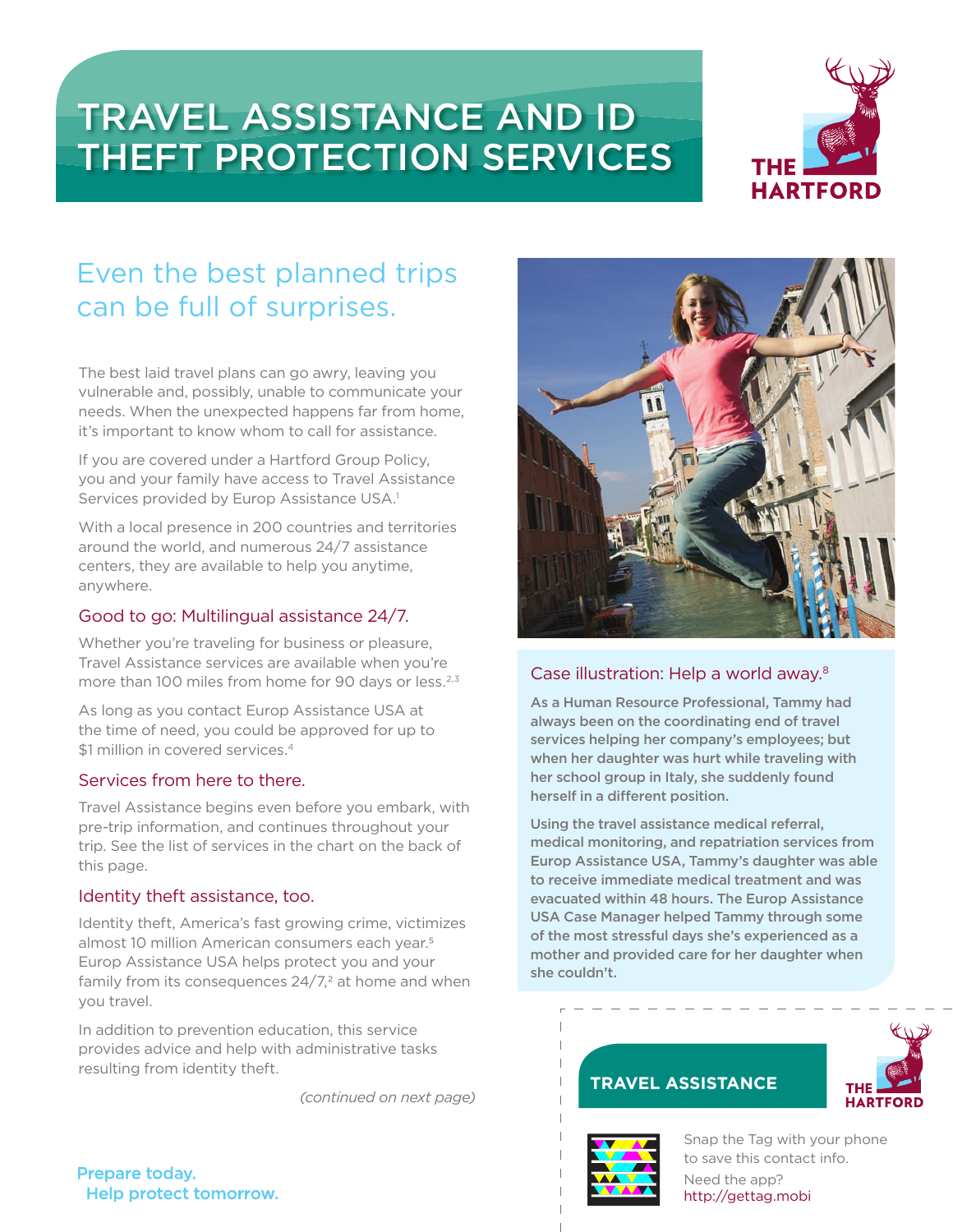# TRAVEL ASSISTANCE AND ID THEFT PROTECTION SERVICES

THE HARTFORD

## Even the best planned trips can be full of surprises.

The best laid travel plans can go awry, leaving you vulnerable and, possibly, unable to communicate your needs. When the unexpected happens far from home, it's important to know whom to call for assistance.

If you are covered under a Hartford Group Policy, you and your family have access to Travel Assistance Services provided by Europ Assistance USA.[1]

With a local presence in 200 countries and territories around the world, and numerous 24/7 assistance centers, they are available to help you anytime, anywhere.

### Good to go: Multilingual assistance 24/7.

Whether you're traveling for business or pleasure, Travel Assistance services are available when you're more than 100 miles from home for 90 days or less.[2,3]

As long as you contact Europ Assistance USA at the time of need, you could be approved for up to $1 million in covered services.[4]

### Services from here to there.

Travel Assistance begins even before you embark, with pre-trip information, and continues throughout your trip. See the list of services in the chart on the back of this page.

### Identity theft assistance, too.

Identity theft, America's fast growing crime, victimizes almost 10 million American consumers each year.[5] Europ Assistance USA helps protect you and your family from its consequences 24/7,[2] at home and when you travel.

In addition to prevention education, this service provides advice and help with administrative tasks resulting from identity theft.

*(continued on next page)*

### Case illustration: Help a world away.[8]

**As a Human Resource Professional, Tammy had always been on the coordinating end of travel services helping her company's employees; but when her daughter was hurt while traveling with her school group in Italy, she suddenly found herself in a different position.**

**Using the travel assistance medical referral, medical monitoring, and repatriation services from Europ Assistance USA, Tammy's daughter was able to receive immediate medical treatment and was evacuated within 48 hours. The Europ Assistance USA Case Manager helped Tammy through some of the most stressful days she's experienced as a mother and provided care for her daughter when she couldn't.**

**TRAVEL ASSISTANCE**

THE HARTFORD

Snap the Tag with your phone to save this contact info.

Need the app? http://gettag.mobi

**Prepare today. Help protect tomorrow.**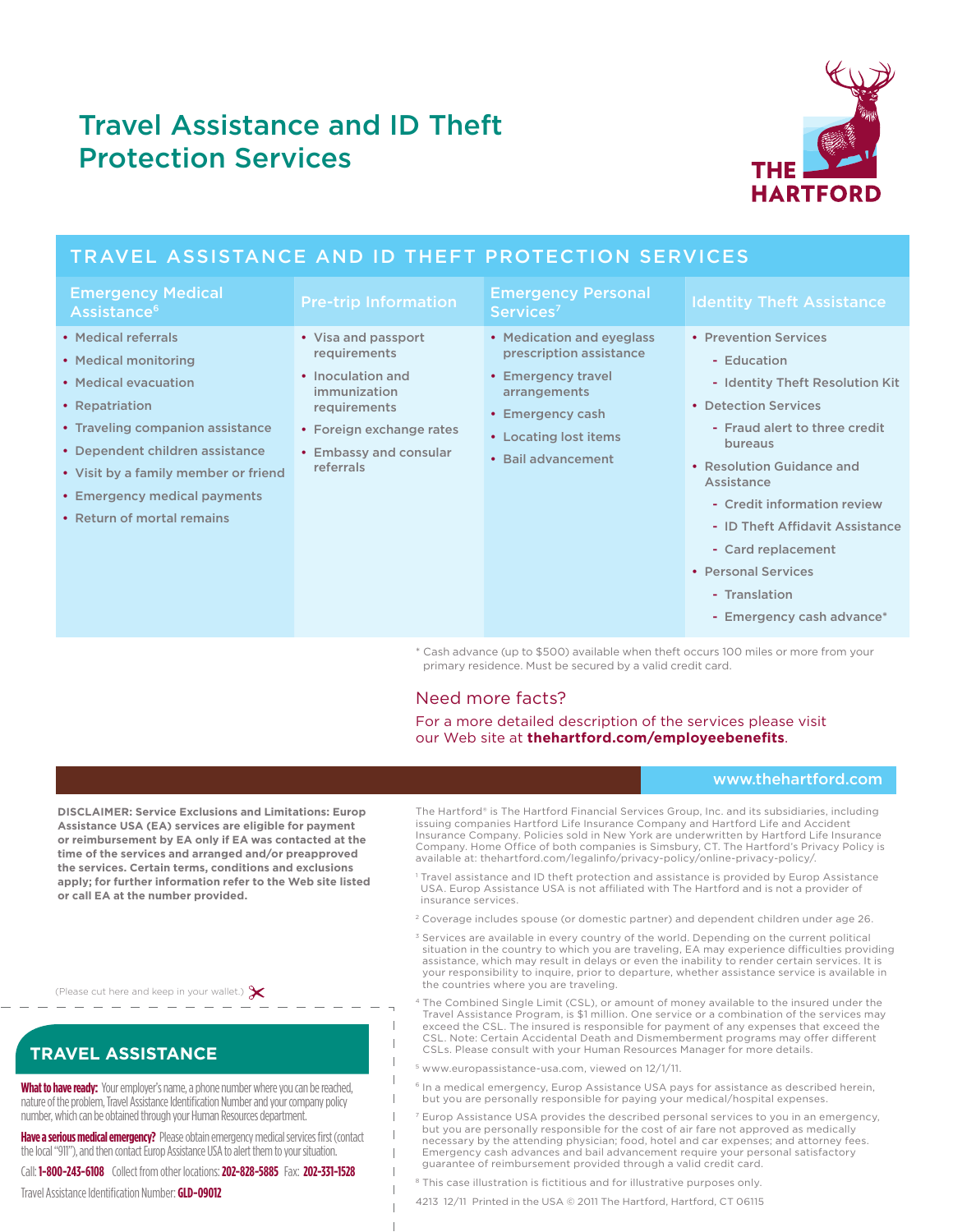# Travel Assistance and ID Theft Protection Services

## TRAVEL ASSISTANCE AND ID THEFT PROTECTION SERVICES

### Emergency Medical Assistance[6]

- Medical referrals
- Medical monitoring
- Medical evacuation
- Repatriation
- Traveling companion assistance
- Dependent children assistance
- Visit by a family member or friend
- Emergency medical payments
- Return of mortal remains

### Pre-trip Information

- Visa and passport requirements
- Inoculation and immunization requirements
- Foreign exchange rates
- Embassy and consular referrals

### Emergency Personal Services[7]

- Medication and eyeglass prescription assistance
- Emergency travel arrangements
- Emergency cash
- Locating lost items
- Bail advancement

### Identity Theft Assistance

- Prevention Services
  - Education
  - Identity Theft Resolution Kit
- Detection Services
  - Fraud alert to three credit bureaus
- Resolution Guidance and Assistance
  - Credit information review
  - ID Theft Affidavit Assistance
  - Card replacement
- Personal Services
  - Translation
  - Emergency cash advance*

* Cash advance (up to $500) available when theft occurs 100 miles or more from your primary residence. Must be secured by a valid credit card.

## Need more facts?

For a more detailed description of the services please visit our Web site at **thehartford.com/employeebenefits**.

www.thehartford.com

**DISCLAIMER: Service Exclusions and Limitations: Europ Assistance USA (EA) services are eligible for payment or reimbursement by EA only if EA was contacted at the time of the services and arranged and/or preapproved the services. Certain terms, conditions and exclusions apply; for further information refer to the Web site listed or call EA at the number provided.**

The Hartford® is The Hartford Financial Services Group, Inc. and its subsidiaries, including issuing companies Hartford Life Insurance Company and Hartford Life and Accident Insurance Company. Policies sold in New York are underwritten by Hartford Life Insurance Company. Home Office of both companies is Simsbury, CT. The Hartford's Privacy Policy is available at: thehartford.com/legalinfo/privacy-policy/online-privacy-policy/.

[1] Travel assistance and ID theft protection and assistance is provided by Europ Assistance USA. Europ Assistance USA is not affiliated with The Hartford and is not a provider of insurance services.

[2] Coverage includes spouse (or domestic partner) and dependent children under age 26.

[3] Services are available in every country of the world. Depending on the current political situation in the country to which you are traveling, EA may experience difficulties providing assistance, which may result in delays or even the inability to render certain services. It is your responsibility to inquire, prior to departure, whether assistance service is available in the countries where you are traveling.

[4] The Combined Single Limit (CSL), or amount of money available to the insured under the Travel Assistance Program, is $1 million. One service or a combination of the services may exceed the CSL. The insured is responsible for payment of any expenses that exceed the CSL. Note: Certain Accidental Death and Dismemberment programs may offer different CSLs. Please consult with your Human Resources Manager for more details.

[5] www.europassistance-usa.com, viewed on 12/1/11.

[6] In a medical emergency, Europ Assistance USA pays for assistance as described herein, but you are personally responsible for paying your medical/hospital expenses.

[7] Europ Assistance USA provides the described personal services to you in an emergency, but you are personally responsible for the cost of air fare not approved as medically necessary by the attending physician; food, hotel and car expenses; and attorney fees. Emergency cash advances and bail advancement require your personal satisfactory guarantee of reimbursement provided through a valid credit card.

[8] This case illustration is fictitious and for illustrative purposes only.

4213 12/11 Printed in the USA © 2011 The Hartford, Hartford, CT 06115

(Please cut here and keep in your wallet.)

## TRAVEL ASSISTANCE

**What to have ready:** Your employer's name, a phone number where you can be reached, nature of the problem, Travel Assistance Identification Number and your company policy number, which can be obtained through your Human Resources department.

**Have a serious medical emergency?** Please obtain emergency medical services first (contact the local "911"), and then contact Europ Assistance USA to alert them to your situation.

Call: **1-800-243-6108** Collect from other locations: **202-828-5885** Fax: **202-331-1528**

Travel Assistance Identification Number: **GLD-09012**